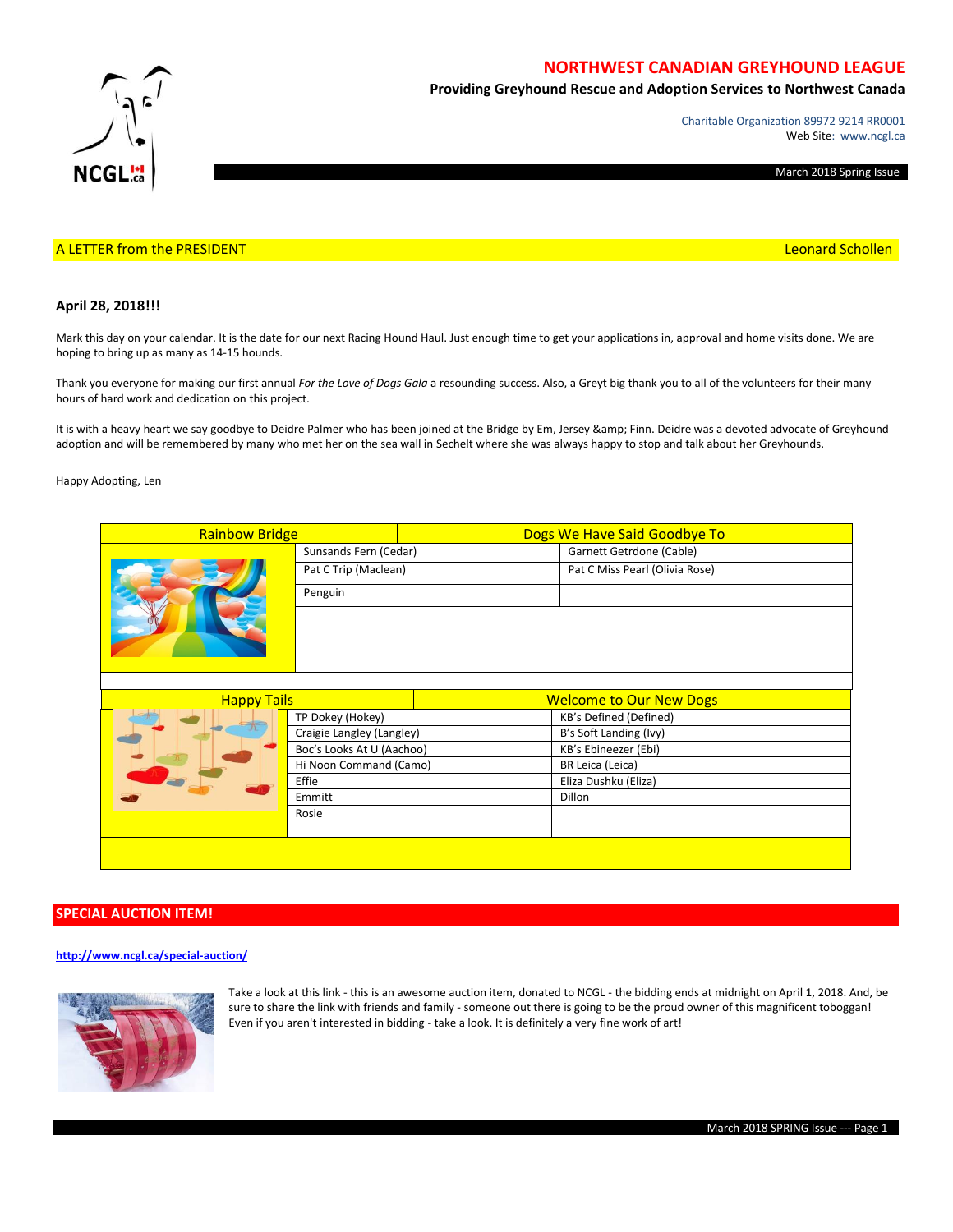# NORTHWEST CANADIAN GREYHOUND LEAGUE

**Providing Greyhound Rescue and Adoption Services to Northwest Canada**

Charitable Organization 89972 9214 RR0001
Web Site: www.ncgl.ca

March 2018 Spring Issue

## A LETTER from the PRESIDENT — Leonard Schollen

**April 28, 2018!!!**

Mark this day on your calendar. It is the date for our next Racing Hound Haul. Just enough time to get your applications in, approval and home visits done. We are hoping to bring up as many as 14-15 hounds.

Thank you everyone for making our first annual *For the Love of Dogs Gala* a resounding success. Also, a Greyt big thank you to all of the volunteers for their many hours of hard work and dedication on this project.

It is with a heavy heart we say goodbye to Deidre Palmer who has been joined at the Bridge by Em, Jersey &amp; Finn. Deidre was a devoted advocate of Greyhound adoption and will be remembered by many who met her on the sea wall in Sechelt where she was always happy to stop and talk about her Greyhounds.

Happy Adopting, Len

| Rainbow Bridge | Dogs We Have Said Goodbye To |
|---|---|
| Sunsands Fern (Cedar) | Garnett Getrdone (Cable) |
| Pat C Trip (Maclean) | Pat C Miss Pearl (Olivia Rose) |
| Penguin | |

| Happy Tails | Welcome to Our New Dogs |
|---|---|
| TP Dokey (Hokey) | KB's Defined (Defined) |
| Craigie Langley (Langley) | B's Soft Landing (Ivy) |
| Boc's Looks At U (Aachoo) | KB's Ebineezer (Ebi) |
| Hi Noon Command (Camo) | BR Leica (Leica) |
| Effie | Eliza Dushku (Eliza) |
| Emmitt | Dillon |
| Rosie | |

## SPECIAL AUCTION ITEM!

**http://www.ncgl.ca/special-auction/**

Take a look at this link - this is an awesome auction item, donated to NCGL - the bidding ends at midnight on April 1, 2018. And, be sure to share the link with friends and family - someone out there is going to be the proud owner of this magnificent toboggan! Even if you aren't interested in bidding - take a look. It is definitely a very fine work of art!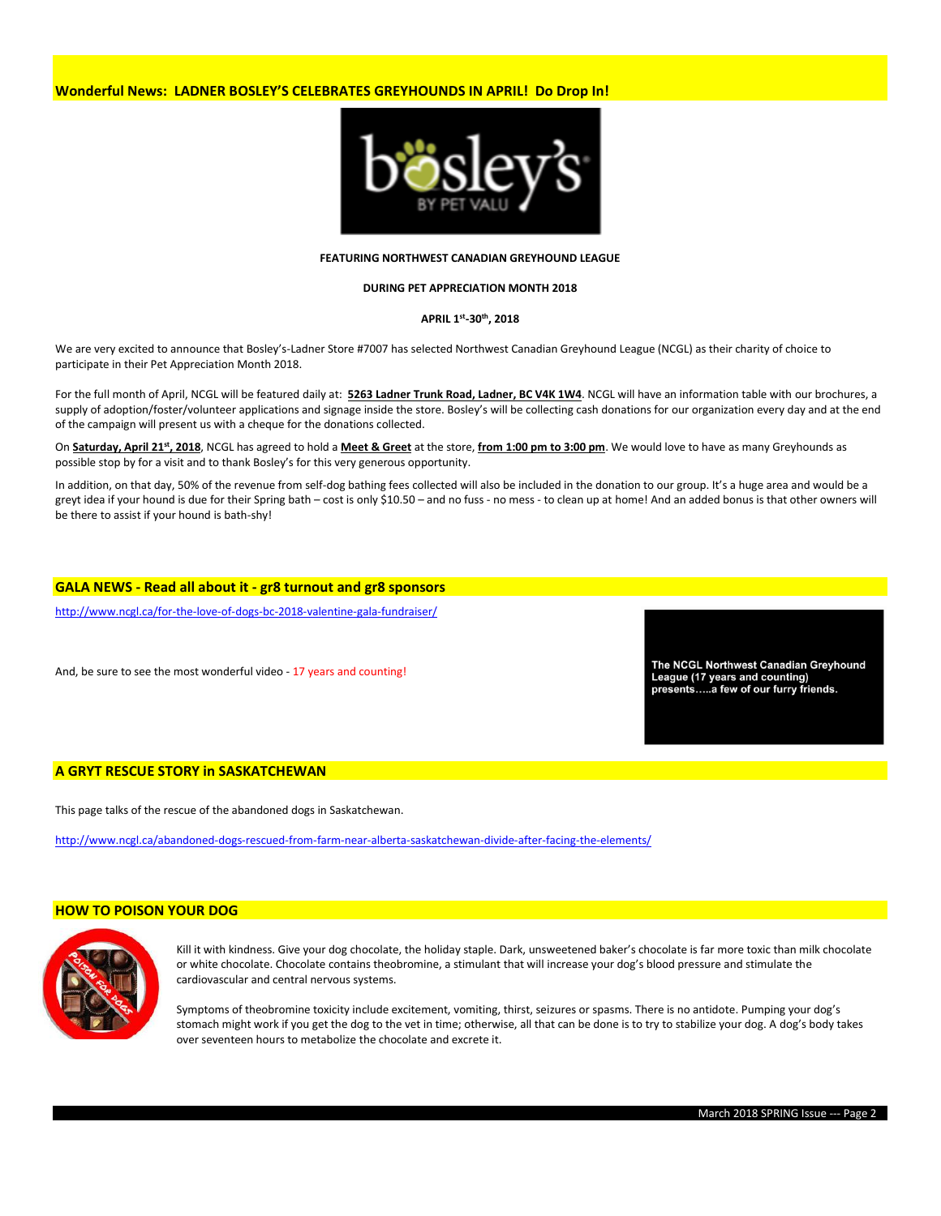## Wonderful News: LADNER BOSLEY'S CELEBRATES GREYHOUNDS IN APRIL! Do Drop In!

**FEATURING NORTHWEST CANADIAN GREYHOUND LEAGUE**

**DURING PET APPRECIATION MONTH 2018**

**APRIL 1st-30th, 2018**

We are very excited to announce that Bosley's-Ladner Store #7007 has selected Northwest Canadian Greyhound League (NCGL) as their charity of choice to participate in their Pet Appreciation Month 2018.

For the full month of April, NCGL will be featured daily at: **5263 Ladner Trunk Road, Ladner, BC V4K 1W4**. NCGL will have an information table with our brochures, a supply of adoption/foster/volunteer applications and signage inside the store. Bosley's will be collecting cash donations for our organization every day and at the end of the campaign will present us with a cheque for the donations collected.

On **Saturday, April 21st, 2018**, NCGL has agreed to hold a **Meet & Greet** at the store, **from 1:00 pm to 3:00 pm**. We would love to have as many Greyhounds as possible stop by for a visit and to thank Bosley's for this very generous opportunity.

In addition, on that day, 50% of the revenue from self-dog bathing fees collected will also be included in the donation to our group. It's a huge area and would be a greyt idea if your hound is due for their Spring bath – cost is only $10.50 – and no fuss - no mess - to clean up at home! And an added bonus is that other owners will be there to assist if your hound is bath-shy!

## GALA NEWS - Read all about it - gr8 turnout and gr8 sponsors

http://www.ncgl.ca/for-the-love-of-dogs-bc-2018-valentine-gala-fundraiser/

And, be sure to see the most wonderful video - 17 years and counting!

**The NCGL Northwest Canadian Greyhound League (17 years and counting) presents…..a few of our furry friends.**

## A GRYT RESCUE STORY in SASKATCHEWAN

This page talks of the rescue of the abandoned dogs in Saskatchewan.

http://www.ncgl.ca/abandoned-dogs-rescued-from-farm-near-alberta-saskatchewan-divide-after-facing-the-elements/

## HOW TO POISON YOUR DOG

Kill it with kindness. Give your dog chocolate, the holiday staple. Dark, unsweetened baker's chocolate is far more toxic than milk chocolate or white chocolate. Chocolate contains theobromine, a stimulant that will increase your dog's blood pressure and stimulate the cardiovascular and central nervous systems.

Symptoms of theobromine toxicity include excitement, vomiting, thirst, seizures or spasms. There is no antidote. Pumping your dog's stomach might work if you get the dog to the vet in time; otherwise, all that can be done is to try to stabilize your dog. A dog's body takes over seventeen hours to metabolize the chocolate and excrete it.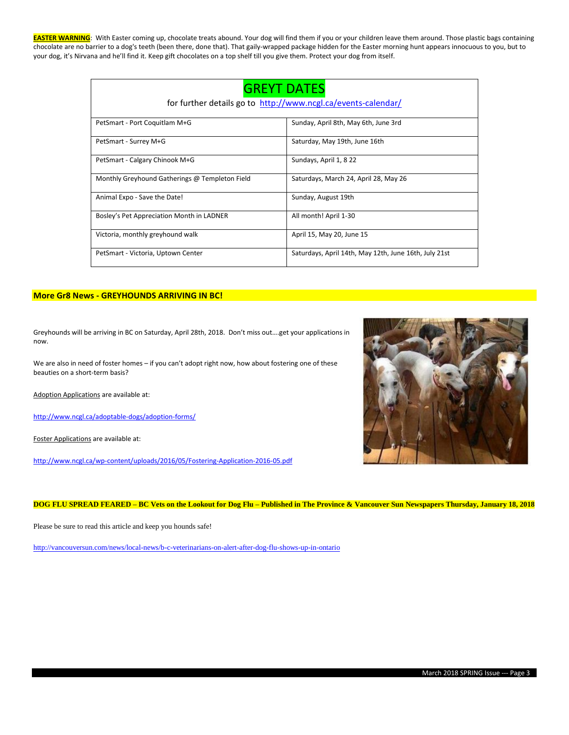**EASTER WARNING**: With Easter coming up, chocolate treats abound. Your dog will find them if you or your children leave them around. Those plastic bags containing chocolate are no barrier to a dog's teeth (been there, done that). That gaily-wrapped package hidden for the Easter morning hunt appears innocuous to you, but to your dog, it's Nirvana and he'll find it. Keep gift chocolates on a top shelf till you give them. Protect your dog from itself.

## GREYT DATES

for further details go to http://www.ncgl.ca/events-calendar/

| Event | Dates |
|---|---|
| PetSmart - Port Coquitlam M+G | Sunday, April 8th, May 6th, June 3rd |
| PetSmart - Surrey M+G | Saturday, May 19th, June 16th |
| PetSmart - Calgary Chinook M+G | Sundays, April 1, 8 22 |
| Monthly Greyhound Gatherings @ Templeton Field | Saturdays, March 24, April 28, May 26 |
| Animal Expo - Save the Date! | Sunday, August 19th |
| Bosley's Pet Appreciation Month in LADNER | All month! April 1-30 |
| Victoria, monthly greyhound walk | April 15, May 20, June 15 |
| PetSmart - Victoria, Uptown Center | Saturdays, April 14th, May 12th, June 16th, July 21st |

## More Gr8 News - GREYHOUNDS ARRIVING IN BC!

Greyhounds will be arriving in BC on Saturday, April 28th, 2018. Don't miss out….get your applications in now.

We are also in need of foster homes – if you can't adopt right now, how about fostering one of these beauties on a short-term basis?

Adoption Applications are available at:

http://www.ncgl.ca/adoptable-dogs/adoption-forms/

Foster Applications are available at:

http://www.ncgl.ca/wp-content/uploads/2016/05/Fostering-Application-2016-05.pdf

## DOG FLU SPREAD FEARED – BC Vets on the Lookout for Dog Flu – Published in The Province & Vancouver Sun Newspapers Thursday, January 18, 2018

Please be sure to read this article and keep you hounds safe!

http://vancouversun.com/news/local-news/b-c-veterinarians-on-alert-after-dog-flu-shows-up-in-ontario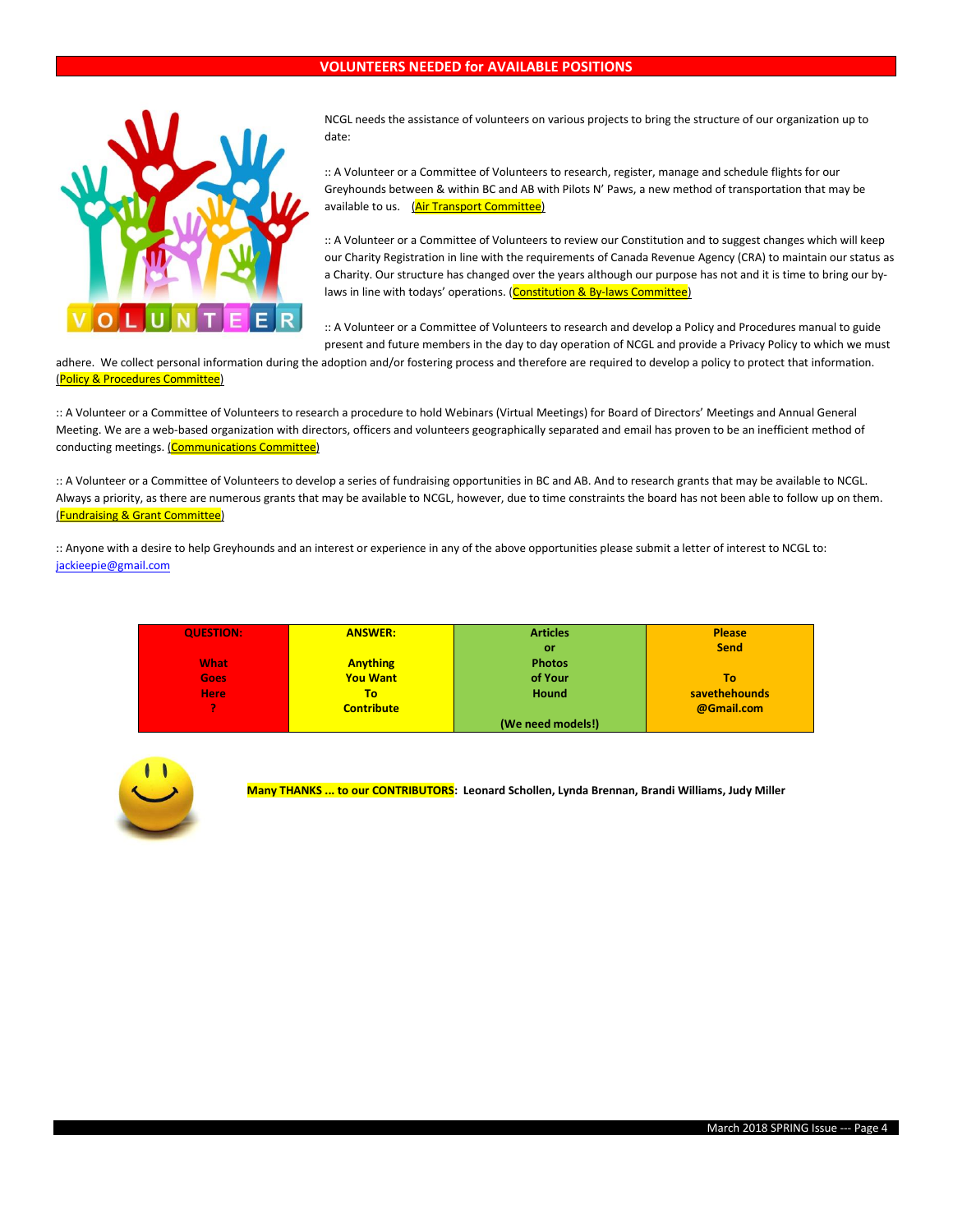## VOLUNTEERS NEEDED for AVAILABLE POSITIONS

NCGL needs the assistance of volunteers on various projects to bring the structure of our organization up to date:

:: A Volunteer or a Committee of Volunteers to research, register, manage and schedule flights for our Greyhounds between & within BC and AB with Pilots N' Paws, a new method of transportation that may be available to us. (Air Transport Committee)

:: A Volunteer or a Committee of Volunteers to review our Constitution and to suggest changes which will keep our Charity Registration in line with the requirements of Canada Revenue Agency (CRA) to maintain our status as a Charity. Our structure has changed over the years although our purpose has not and it is time to bring our by-laws in line with todays' operations. (Constitution & By-laws Committee)

:: A Volunteer or a Committee of Volunteers to research and develop a Policy and Procedures manual to guide present and future members in the day to day operation of NCGL and provide a Privacy Policy to which we must adhere. We collect personal information during the adoption and/or fostering process and therefore are required to develop a policy to protect that information. (Policy & Procedures Committee)

:: A Volunteer or a Committee of Volunteers to research a procedure to hold Webinars (Virtual Meetings) for Board of Directors' Meetings and Annual General Meeting. We are a web-based organization with directors, officers and volunteers geographically separated and email has proven to be an inefficient method of conducting meetings. (Communications Committee)

:: A Volunteer or a Committee of Volunteers to develop a series of fundraising opportunities in BC and AB. And to research grants that may be available to NCGL. Always a priority, as there are numerous grants that may be available to NCGL, however, due to time constraints the board has not been able to follow up on them. (Fundraising & Grant Committee)

:: Anyone with a desire to help Greyhounds and an interest or experience in any of the above opportunities please submit a letter of interest to NCGL to: jackieepie@gmail.com

| QUESTION: | ANSWER: | Articles or Photos of Your Hound | Please Send |
|---|---|---|---|
| What Goes Here ? | Anything You Want To Contribute | (We need models!) | To savethehounds @Gmail.com |

**Many THANKS ... to our CONTRIBUTORS: Leonard Schollen, Lynda Brennan, Brandi Williams, Judy Miller**